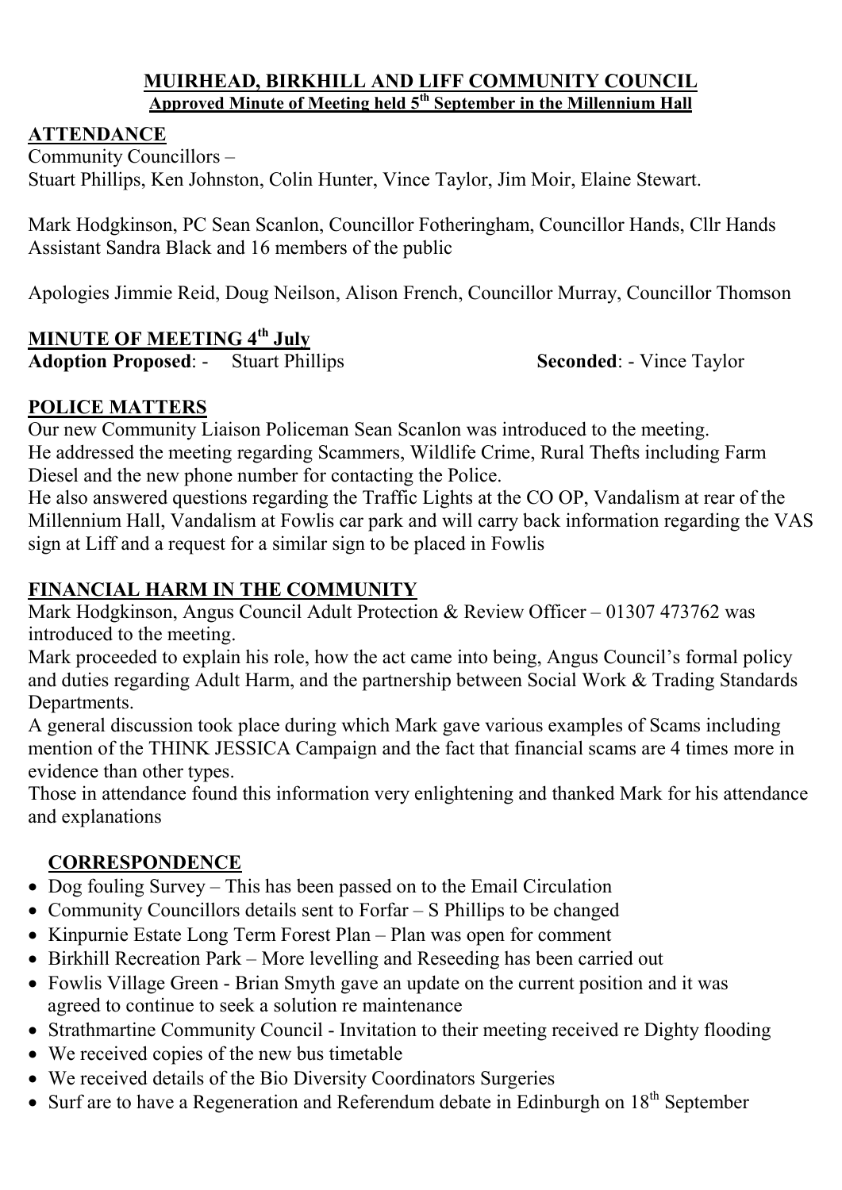# MUIRHEAD, BIRKHILL AND LIFF COMMUNITY COUNCIL

## Approved Minute of Meeting held 5th September in the Millennium Hall

## ATTENDANCE

Community Councillors –
Stuart Phillips, Ken Johnston, Colin Hunter, Vince Taylor, Jim Moir, Elaine Stewart.

Mark Hodgkinson, PC Sean Scanlon, Councillor Fotheringham, Councillor Hands, Cllr Hands Assistant Sandra Black and 16 members of the public

Apologies Jimmie Reid, Doug Neilson, Alison French, Councillor Murray, Councillor Thomson

## MINUTE OF MEETING 4th July

**Adoption Proposed**: - Stuart Phillips **Seconded**: - Vince Taylor

## POLICE MATTERS

Our new Community Liaison Policeman Sean Scanlon was introduced to the meeting.
He addressed the meeting regarding Scammers, Wildlife Crime, Rural Thefts including Farm Diesel and the new phone number for contacting the Police.
He also answered questions regarding the Traffic Lights at the CO OP, Vandalism at rear of the Millennium Hall, Vandalism at Fowlis car park and will carry back information regarding the VAS sign at Liff and a request for a similar sign to be placed in Fowlis

## FINANCIAL HARM IN THE COMMUNITY

Mark Hodgkinson, Angus Council Adult Protection & Review Officer – 01307 473762 was introduced to the meeting.
Mark proceeded to explain his role, how the act came into being, Angus Council's formal policy and duties regarding Adult Harm, and the partnership between Social Work & Trading Standards Departments.
A general discussion took place during which Mark gave various examples of Scams including mention of the THINK JESSICA Campaign and the fact that financial scams are 4 times more in evidence than other types.
Those in attendance found this information very enlightening and thanked Mark for his attendance and explanations

## CORRESPONDENCE

- Dog fouling Survey – This has been passed on to the Email Circulation
- Community Councillors details sent to Forfar – S Phillips to be changed
- Kinpurnie Estate Long Term Forest Plan – Plan was open for comment
- Birkhill Recreation Park – More levelling and Reseeding has been carried out
- Fowlis Village Green - Brian Smyth gave an update on the current position and it was agreed to continue to seek a solution re maintenance
- Strathmartine Community Council - Invitation to their meeting received re Dighty flooding
- We received copies of the new bus timetable
- We received details of the Bio Diversity Coordinators Surgeries
- Surf are to have a Regeneration and Referendum debate in Edinburgh on 18th September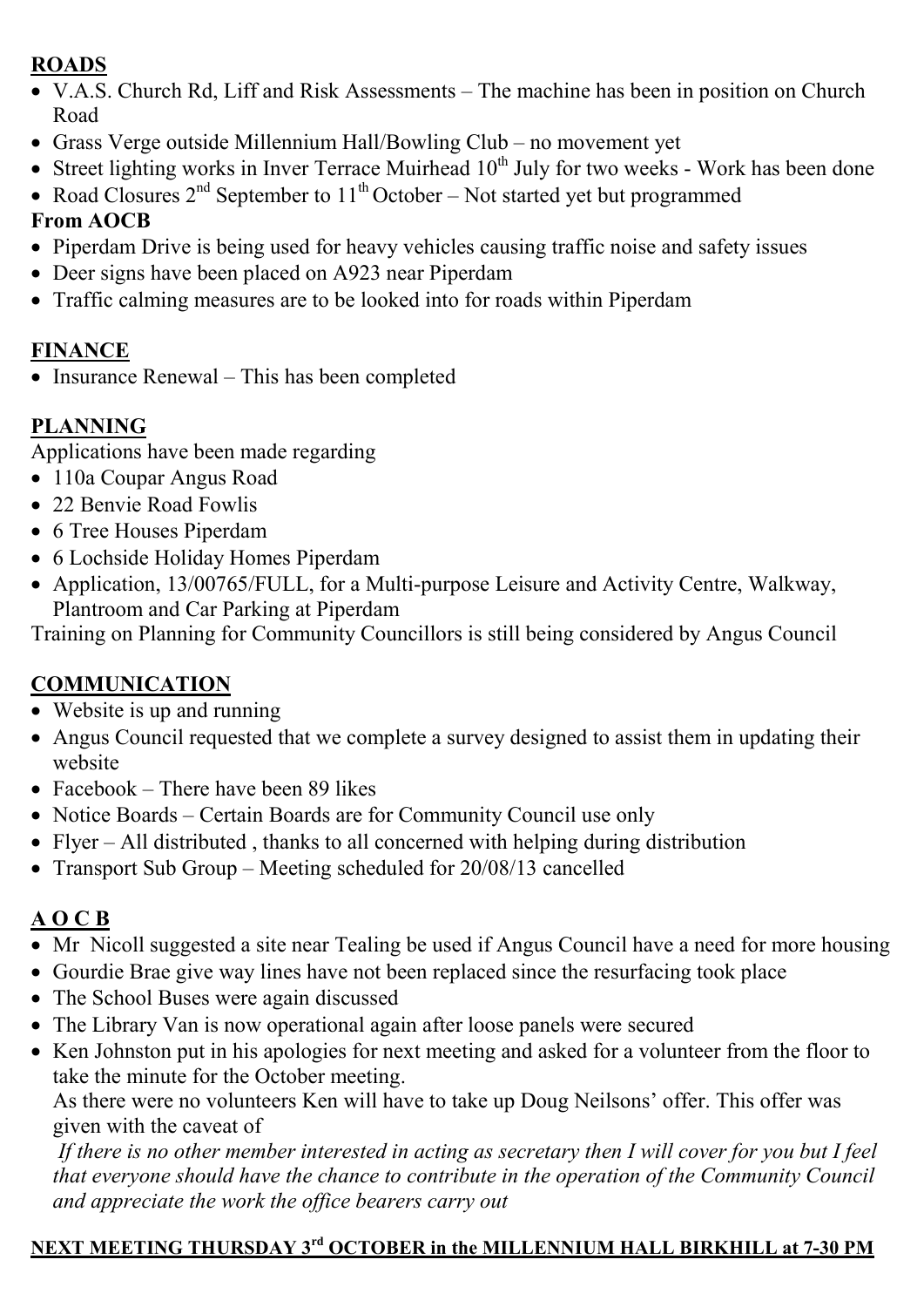## ROADS

- V.A.S. Church Rd, Liff and Risk Assessments – The machine has been in position on Church Road
- Grass Verge outside Millennium Hall/Bowling Club – no movement yet
- Street lighting works in Inver Terrace Muirhead 10th July for two weeks - Work has been done
- Road Closures 2nd September to 11th October – Not started yet but programmed

**From AOCB**

- Piperdam Drive is being used for heavy vehicles causing traffic noise and safety issues
- Deer signs have been placed on A923 near Piperdam
- Traffic calming measures are to be looked into for roads within Piperdam

## FINANCE

- Insurance Renewal – This has been completed

## PLANNING

Applications have been made regarding

- 110a Coupar Angus Road
- 22 Benvie Road Fowlis
- 6 Tree Houses Piperdam
- 6 Lochside Holiday Homes Piperdam
- Application, 13/00765/FULL, for a Multi-purpose Leisure and Activity Centre, Walkway, Plantroom and Car Parking at Piperdam

Training on Planning for Community Councillors is still being considered by Angus Council

## COMMUNICATION

- Website is up and running
- Angus Council requested that we complete a survey designed to assist them in updating their website
- Facebook – There have been 89 likes
- Notice Boards – Certain Boards are for Community Council use only
- Flyer – All distributed , thanks to all concerned with helping during distribution
- Transport Sub Group – Meeting scheduled for 20/08/13 cancelled

## A O C B

- Mr Nicoll suggested a site near Tealing be used if Angus Council have a need for more housing
- Gourdie Brae give way lines have not been replaced since the resurfacing took place
- The School Buses were again discussed
- The Library Van is now operational again after loose panels were secured
- Ken Johnston put in his apologies for next meeting and asked for a volunteer from the floor to take the minute for the October meeting.
  As there were no volunteers Ken will have to take up Doug Neilsons' offer. This offer was given with the caveat of
  *If there is no other member interested in acting as secretary then I will cover for you but I feel that everyone should have the chance to contribute in the operation of the Community Council and appreciate the work the office bearers carry out*

**NEXT MEETING THURSDAY 3rd OCTOBER in the MILLENNIUM HALL BIRKHILL at 7-30 PM**